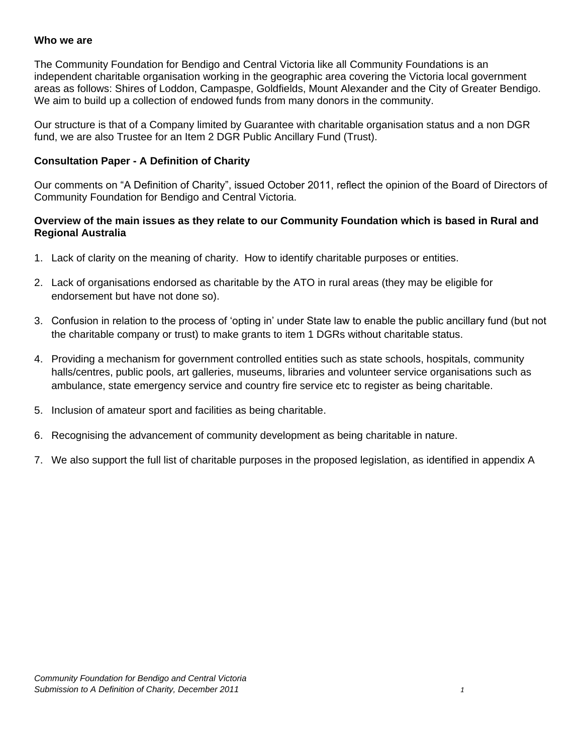**Who we are**

The Community Foundation for Bendigo and Central Victoria like all Community Foundations is an independent charitable organisation working in the geographic area covering the Victoria local government areas as follows: Shires of Loddon, Campaspe, Goldfields, Mount Alexander and the City of Greater Bendigo. We aim to build up a collection of endowed funds from many donors in the community.

Our structure is that of a Company limited by Guarantee with charitable organisation status and a non DGR fund, we are also Trustee for an Item 2 DGR Public Ancillary Fund (Trust).

**Consultation Paper - A Definition of Charity**

Our comments on “A Definition of Charity”, issued October 2011, reflect the opinion of the Board of Directors of Community Foundation for Bendigo and Central Victoria.

**Overview of the main issues as they relate to our Community Foundation which is based in Rural and Regional Australia**

1. Lack of clarity on the meaning of charity. How to identify charitable purposes or entities.

2. Lack of organisations endorsed as charitable by the ATO in rural areas (they may be eligible for endorsement but have not done so).

3. Confusion in relation to the process of ‘opting in’ under State law to enable the public ancillary fund (but not the charitable company or trust) to make grants to item 1 DGRs without charitable status.

4. Providing a mechanism for government controlled entities such as state schools, hospitals, community halls/centres, public pools, art galleries, museums, libraries and volunteer service organisations such as ambulance, state emergency service and country fire service etc to register as being charitable.

5. Inclusion of amateur sport and facilities as being charitable.

6. Recognising the advancement of community development as being charitable in nature.

7. We also support the full list of charitable purposes in the proposed legislation, as identified in appendix A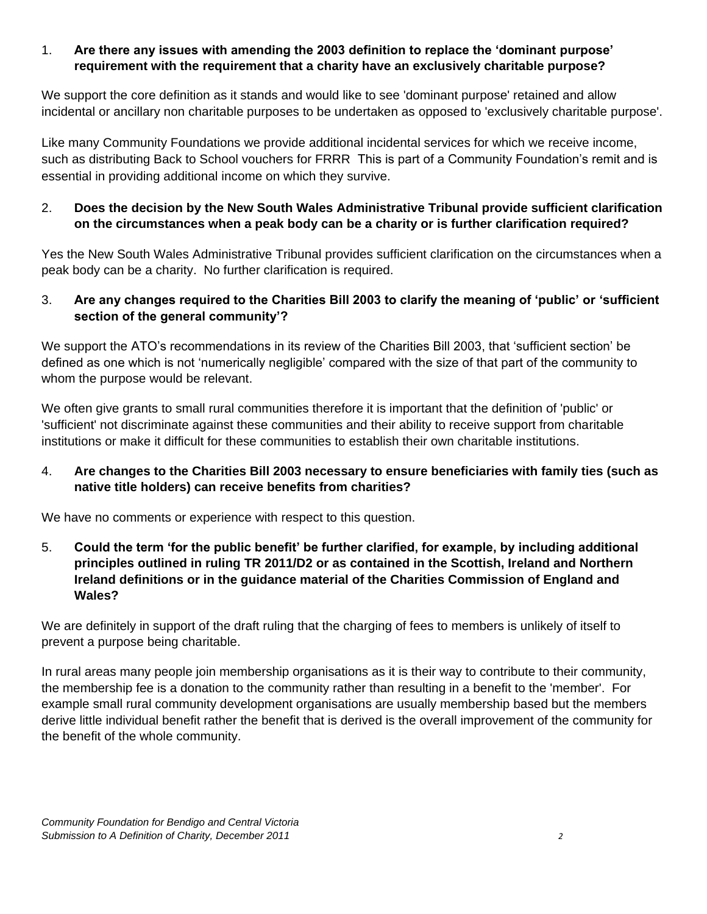1. **Are there any issues with amending the 2003 definition to replace the 'dominant purpose' requirement with the requirement that a charity have an exclusively charitable purpose?**

We support the core definition as it stands and would like to see 'dominant purpose' retained and allow incidental or ancillary non charitable purposes to be undertaken as opposed to 'exclusively charitable purpose'.

Like many Community Foundations we provide additional incidental services for which we receive income, such as distributing Back to School vouchers for FRRR  This is part of a Community Foundation's remit and is essential in providing additional income on which they survive.

2. **Does the decision by the New South Wales Administrative Tribunal provide sufficient clarification on the circumstances when a peak body can be a charity or is further clarification required?**

Yes the New South Wales Administrative Tribunal provides sufficient clarification on the circumstances when a peak body can be a charity.  No further clarification is required.

3. **Are any changes required to the Charities Bill 2003 to clarify the meaning of 'public' or 'sufficient section of the general community'?**

We support the ATO's recommendations in its review of the Charities Bill 2003, that 'sufficient section' be defined as one which is not 'numerically negligible' compared with the size of that part of the community to whom the purpose would be relevant.

We often give grants to small rural communities therefore it is important that the definition of 'public' or 'sufficient' not discriminate against these communities and their ability to receive support from charitable institutions or make it difficult for these communities to establish their own charitable institutions.

4. **Are changes to the Charities Bill 2003 necessary to ensure beneficiaries with family ties (such as native title holders) can receive benefits from charities?**

We have no comments or experience with respect to this question.

5. **Could the term 'for the public benefit' be further clarified, for example, by including additional principles outlined in ruling TR 2011/D2 or as contained in the Scottish, Ireland and Northern Ireland definitions or in the guidance material of the Charities Commission of England and Wales?**

We are definitely in support of the draft ruling that the charging of fees to members is unlikely of itself to prevent a purpose being charitable.

In rural areas many people join membership organisations as it is their way to contribute to their community, the membership fee is a donation to the community rather than resulting in a benefit to the 'member'.  For example small rural community development organisations are usually membership based but the members derive little individual benefit rather the benefit that is derived is the overall improvement of the community for the benefit of the whole community.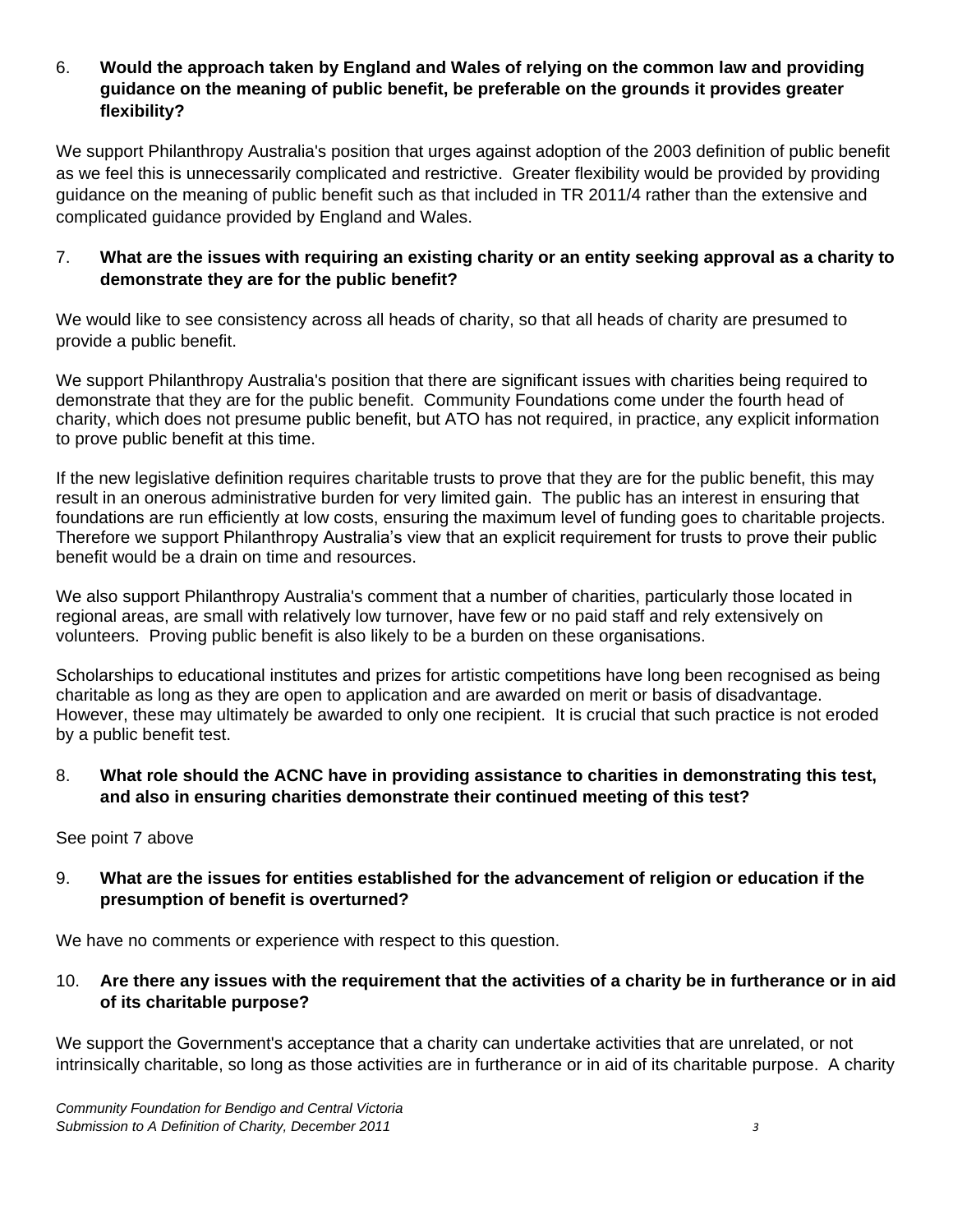6. **Would the approach taken by England and Wales of relying on the common law and providing guidance on the meaning of public benefit, be preferable on the grounds it provides greater flexibility?**

We support Philanthropy Australia's position that urges against adoption of the 2003 definition of public benefit as we feel this is unnecessarily complicated and restrictive. Greater flexibility would be provided by providing guidance on the meaning of public benefit such as that included in TR 2011/4 rather than the extensive and complicated guidance provided by England and Wales.

7. **What are the issues with requiring an existing charity or an entity seeking approval as a charity to demonstrate they are for the public benefit?**

We would like to see consistency across all heads of charity, so that all heads of charity are presumed to provide a public benefit.

We support Philanthropy Australia's position that there are significant issues with charities being required to demonstrate that they are for the public benefit. Community Foundations come under the fourth head of charity, which does not presume public benefit, but ATO has not required, in practice, any explicit information to prove public benefit at this time.

If the new legislative definition requires charitable trusts to prove that they are for the public benefit, this may result in an onerous administrative burden for very limited gain. The public has an interest in ensuring that foundations are run efficiently at low costs, ensuring the maximum level of funding goes to charitable projects. Therefore we support Philanthropy Australia's view that an explicit requirement for trusts to prove their public benefit would be a drain on time and resources.

We also support Philanthropy Australia's comment that a number of charities, particularly those located in regional areas, are small with relatively low turnover, have few or no paid staff and rely extensively on volunteers. Proving public benefit is also likely to be a burden on these organisations.

Scholarships to educational institutes and prizes for artistic competitions have long been recognised as being charitable as long as they are open to application and are awarded on merit or basis of disadvantage. However, these may ultimately be awarded to only one recipient. It is crucial that such practice is not eroded by a public benefit test.

8. **What role should the ACNC have in providing assistance to charities in demonstrating this test, and also in ensuring charities demonstrate their continued meeting of this test?**

See point 7 above

9. **What are the issues for entities established for the advancement of religion or education if the presumption of benefit is overturned?**

We have no comments or experience with respect to this question.

10. **Are there any issues with the requirement that the activities of a charity be in furtherance or in aid of its charitable purpose?**

We support the Government's acceptance that a charity can undertake activities that are unrelated, or not intrinsically charitable, so long as those activities are in furtherance or in aid of its charitable purpose. A charity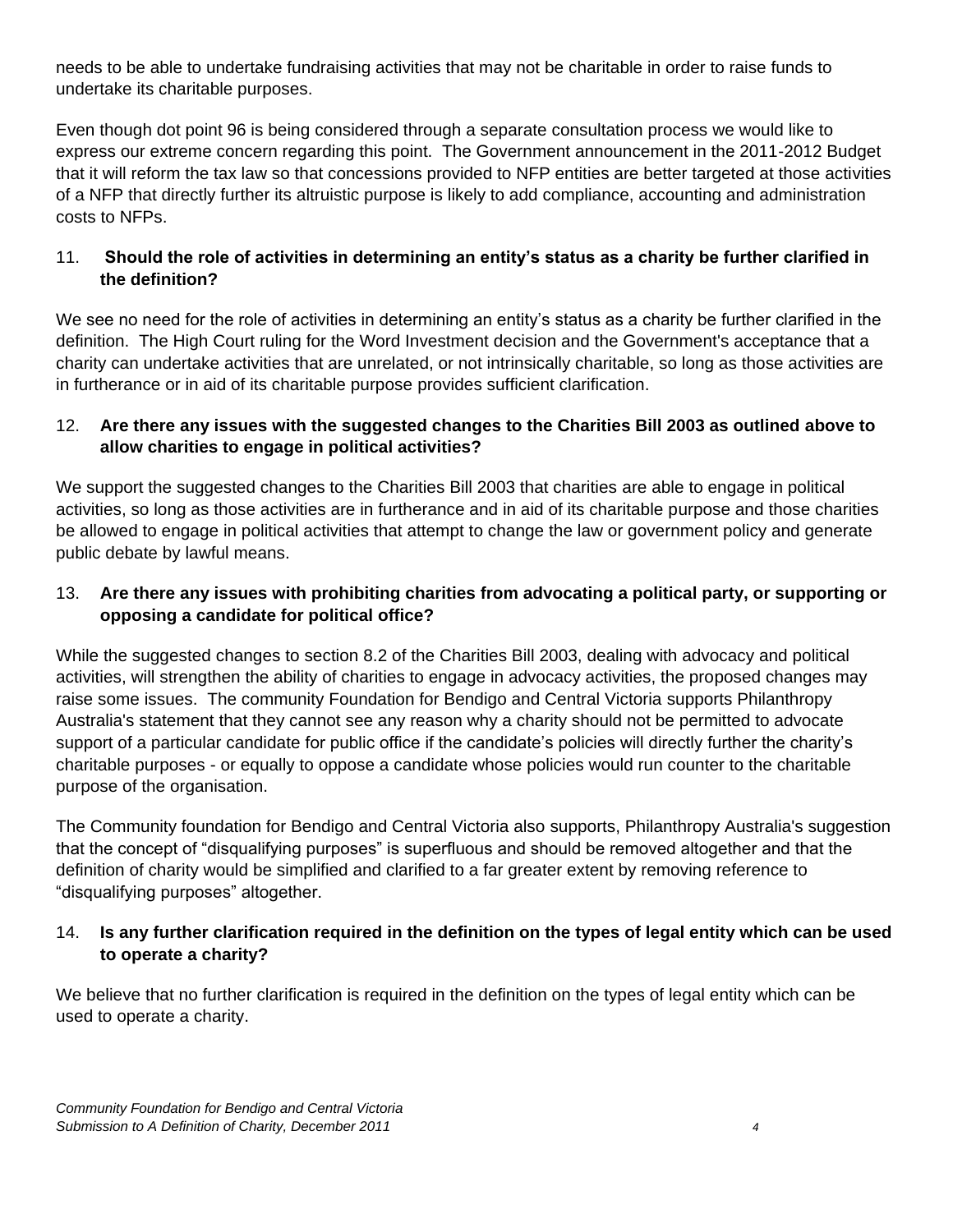needs to be able to undertake fundraising activities that may not be charitable in order to raise funds to undertake its charitable purposes.

Even though dot point 96 is being considered through a separate consultation process we would like to express our extreme concern regarding this point. The Government announcement in the 2011-2012 Budget that it will reform the tax law so that concessions provided to NFP entities are better targeted at those activities of a NFP that directly further its altruistic purpose is likely to add compliance, accounting and administration costs to NFPs.

11. **Should the role of activities in determining an entity's status as a charity be further clarified in the definition?**

We see no need for the role of activities in determining an entity's status as a charity be further clarified in the definition. The High Court ruling for the Word Investment decision and the Government's acceptance that a charity can undertake activities that are unrelated, or not intrinsically charitable, so long as those activities are in furtherance or in aid of its charitable purpose provides sufficient clarification.

12. **Are there any issues with the suggested changes to the Charities Bill 2003 as outlined above to allow charities to engage in political activities?**

We support the suggested changes to the Charities Bill 2003 that charities are able to engage in political activities, so long as those activities are in furtherance and in aid of its charitable purpose and those charities be allowed to engage in political activities that attempt to change the law or government policy and generate public debate by lawful means.

13. **Are there any issues with prohibiting charities from advocating a political party, or supporting or opposing a candidate for political office?**

While the suggested changes to section 8.2 of the Charities Bill 2003, dealing with advocacy and political activities, will strengthen the ability of charities to engage in advocacy activities, the proposed changes may raise some issues. The community Foundation for Bendigo and Central Victoria supports Philanthropy Australia's statement that they cannot see any reason why a charity should not be permitted to advocate support of a particular candidate for public office if the candidate's policies will directly further the charity's charitable purposes - or equally to oppose a candidate whose policies would run counter to the charitable purpose of the organisation.

The Community foundation for Bendigo and Central Victoria also supports, Philanthropy Australia's suggestion that the concept of "disqualifying purposes" is superfluous and should be removed altogether and that the definition of charity would be simplified and clarified to a far greater extent by removing reference to "disqualifying purposes" altogether.

14. **Is any further clarification required in the definition on the types of legal entity which can be used to operate a charity?**

We believe that no further clarification is required in the definition on the types of legal entity which can be used to operate a charity.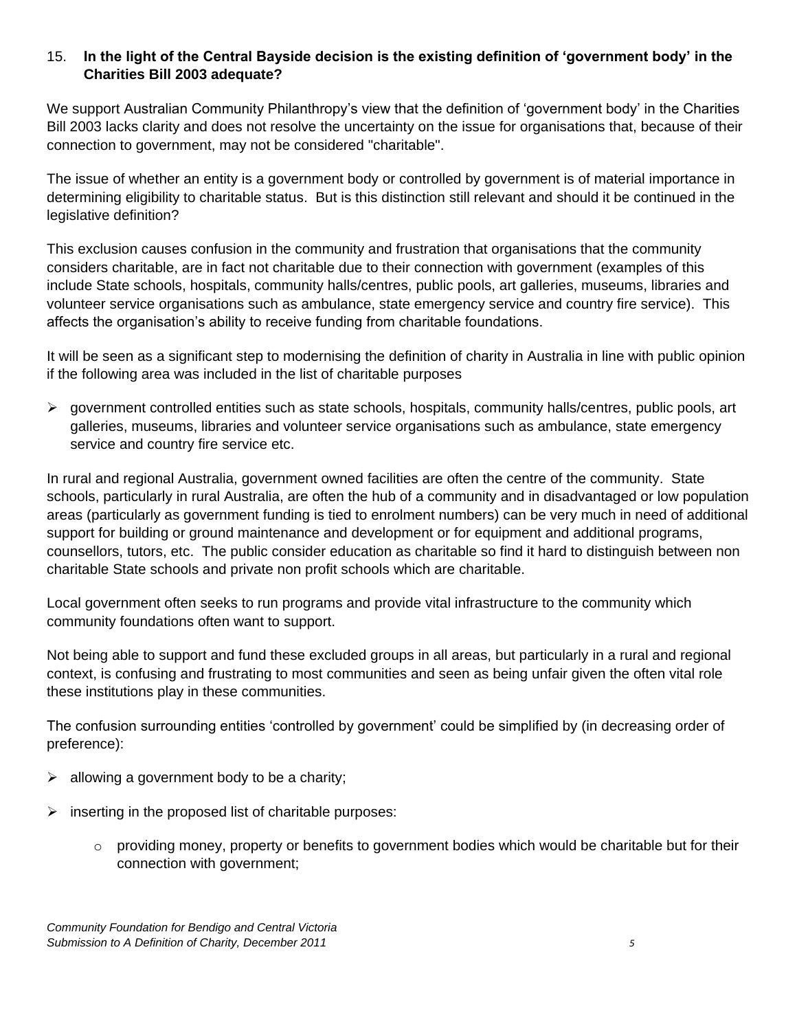15. **In the light of the Central Bayside decision is the existing definition of 'government body' in the Charities Bill 2003 adequate?**

We support Australian Community Philanthropy's view that the definition of 'government body' in the Charities Bill 2003 lacks clarity and does not resolve the uncertainty on the issue for organisations that, because of their connection to government, may not be considered "charitable".

The issue of whether an entity is a government body or controlled by government is of material importance in determining eligibility to charitable status. But is this distinction still relevant and should it be continued in the legislative definition?

This exclusion causes confusion in the community and frustration that organisations that the community considers charitable, are in fact not charitable due to their connection with government (examples of this include State schools, hospitals, community halls/centres, public pools, art galleries, museums, libraries and volunteer service organisations such as ambulance, state emergency service and country fire service). This affects the organisation's ability to receive funding from charitable foundations.

It will be seen as a significant step to modernising the definition of charity in Australia in line with public opinion if the following area was included in the list of charitable purposes

- government controlled entities such as state schools, hospitals, community halls/centres, public pools, art galleries, museums, libraries and volunteer service organisations such as ambulance, state emergency service and country fire service etc.

In rural and regional Australia, government owned facilities are often the centre of the community. State schools, particularly in rural Australia, are often the hub of a community and in disadvantaged or low population areas (particularly as government funding is tied to enrolment numbers) can be very much in need of additional support for building or ground maintenance and development or for equipment and additional programs, counsellors, tutors, etc. The public consider education as charitable so find it hard to distinguish between non charitable State schools and private non profit schools which are charitable.

Local government often seeks to run programs and provide vital infrastructure to the community which community foundations often want to support.

Not being able to support and fund these excluded groups in all areas, but particularly in a rural and regional context, is confusing and frustrating to most communities and seen as being unfair given the often vital role these institutions play in these communities.

The confusion surrounding entities 'controlled by government' could be simplified by (in decreasing order of preference):

- allowing a government body to be a charity;
- inserting in the proposed list of charitable purposes:
  - providing money, property or benefits to government bodies which would be charitable but for their connection with government;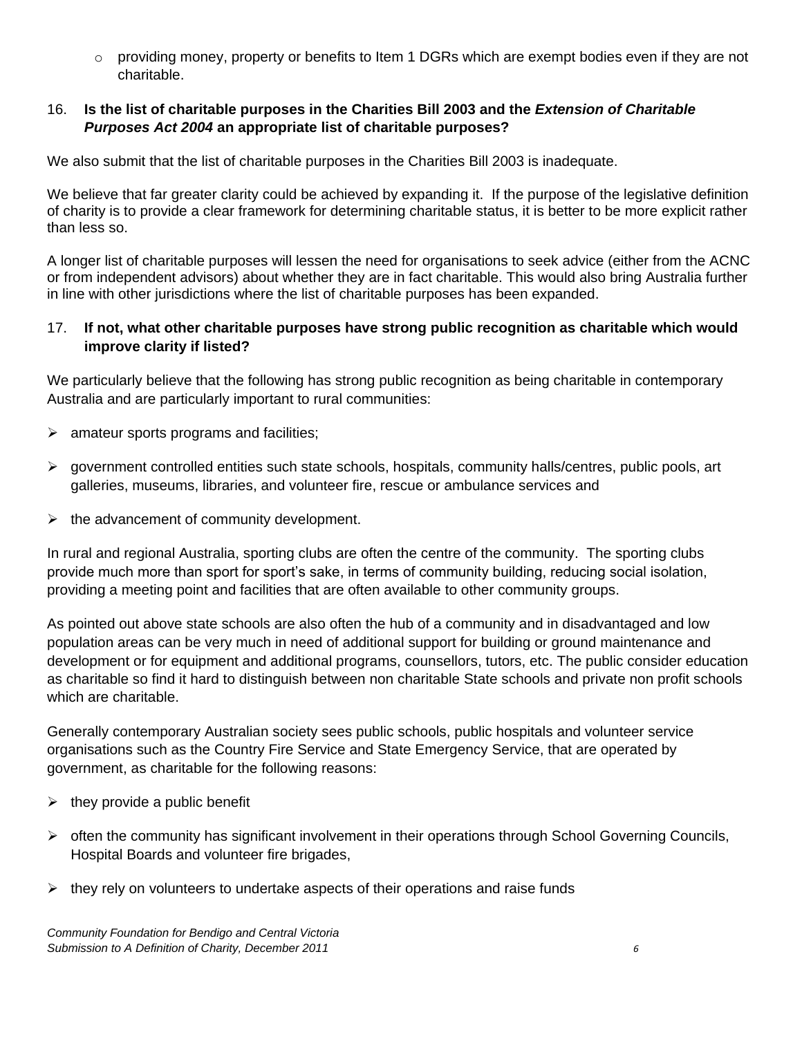- providing money, property or benefits to Item 1 DGRs which are exempt bodies even if they are not charitable.

16. **Is the list of charitable purposes in the Charities Bill 2003 and the *Extension of Charitable Purposes Act 2004* an appropriate list of charitable purposes?**

We also submit that the list of charitable purposes in the Charities Bill 2003 is inadequate.

We believe that far greater clarity could be achieved by expanding it. If the purpose of the legislative definition of charity is to provide a clear framework for determining charitable status, it is better to be more explicit rather than less so.

A longer list of charitable purposes will lessen the need for organisations to seek advice (either from the ACNC or from independent advisors) about whether they are in fact charitable. This would also bring Australia further in line with other jurisdictions where the list of charitable purposes has been expanded.

17. **If not, what other charitable purposes have strong public recognition as charitable which would improve clarity if listed?**

We particularly believe that the following has strong public recognition as being charitable in contemporary Australia and are particularly important to rural communities:

- amateur sports programs and facilities;
- government controlled entities such state schools, hospitals, community halls/centres, public pools, art galleries, museums, libraries, and volunteer fire, rescue or ambulance services and
- the advancement of community development.

In rural and regional Australia, sporting clubs are often the centre of the community. The sporting clubs provide much more than sport for sport's sake, in terms of community building, reducing social isolation, providing a meeting point and facilities that are often available to other community groups.

As pointed out above state schools are also often the hub of a community and in disadvantaged and low population areas can be very much in need of additional support for building or ground maintenance and development or for equipment and additional programs, counsellors, tutors, etc. The public consider education as charitable so find it hard to distinguish between non charitable State schools and private non profit schools which are charitable.

Generally contemporary Australian society sees public schools, public hospitals and volunteer service organisations such as the Country Fire Service and State Emergency Service, that are operated by government, as charitable for the following reasons:

- they provide a public benefit
- often the community has significant involvement in their operations through School Governing Councils, Hospital Boards and volunteer fire brigades,
- they rely on volunteers to undertake aspects of their operations and raise funds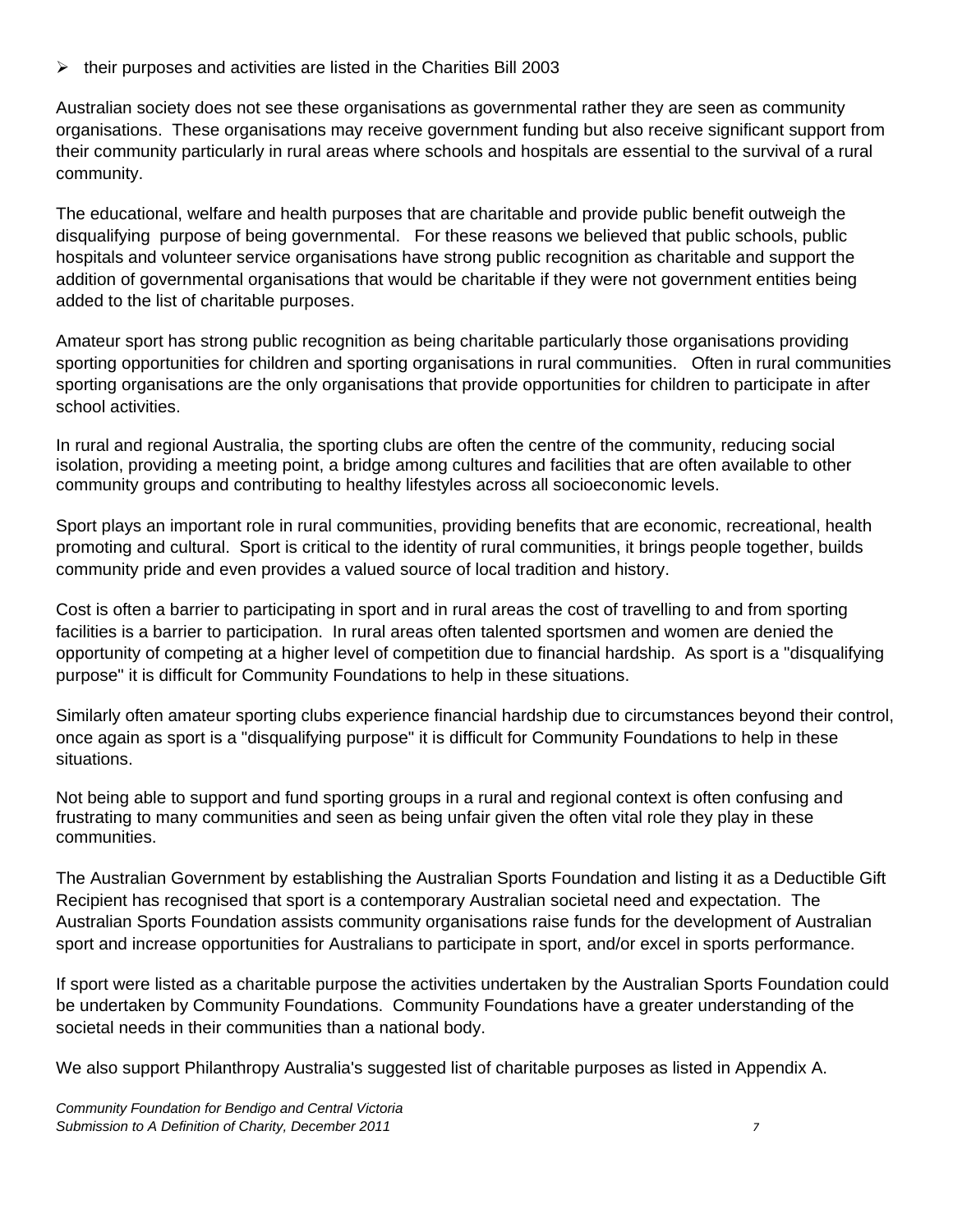- their purposes and activities are listed in the Charities Bill 2003

Australian society does not see these organisations as governmental rather they are seen as community organisations. These organisations may receive government funding but also receive significant support from their community particularly in rural areas where schools and hospitals are essential to the survival of a rural community.

The educational, welfare and health purposes that are charitable and provide public benefit outweigh the disqualifying purpose of being governmental. For these reasons we believed that public schools, public hospitals and volunteer service organisations have strong public recognition as charitable and support the addition of governmental organisations that would be charitable if they were not government entities being added to the list of charitable purposes.

Amateur sport has strong public recognition as being charitable particularly those organisations providing sporting opportunities for children and sporting organisations in rural communities. Often in rural communities sporting organisations are the only organisations that provide opportunities for children to participate in after school activities.

In rural and regional Australia, the sporting clubs are often the centre of the community, reducing social isolation, providing a meeting point, a bridge among cultures and facilities that are often available to other community groups and contributing to healthy lifestyles across all socioeconomic levels.

Sport plays an important role in rural communities, providing benefits that are economic, recreational, health promoting and cultural. Sport is critical to the identity of rural communities, it brings people together, builds community pride and even provides a valued source of local tradition and history.

Cost is often a barrier to participating in sport and in rural areas the cost of travelling to and from sporting facilities is a barrier to participation. In rural areas often talented sportsmen and women are denied the opportunity of competing at a higher level of competition due to financial hardship. As sport is a "disqualifying purpose" it is difficult for Community Foundations to help in these situations.

Similarly often amateur sporting clubs experience financial hardship due to circumstances beyond their control, once again as sport is a "disqualifying purpose" it is difficult for Community Foundations to help in these situations.

Not being able to support and fund sporting groups in a rural and regional context is often confusing and frustrating to many communities and seen as being unfair given the often vital role they play in these communities.

The Australian Government by establishing the Australian Sports Foundation and listing it as a Deductible Gift Recipient has recognised that sport is a contemporary Australian societal need and expectation. The Australian Sports Foundation assists community organisations raise funds for the development of Australian sport and increase opportunities for Australians to participate in sport, and/or excel in sports performance.

If sport were listed as a charitable purpose the activities undertaken by the Australian Sports Foundation could be undertaken by Community Foundations. Community Foundations have a greater understanding of the societal needs in their communities than a national body.

We also support Philanthropy Australia's suggested list of charitable purposes as listed in Appendix A.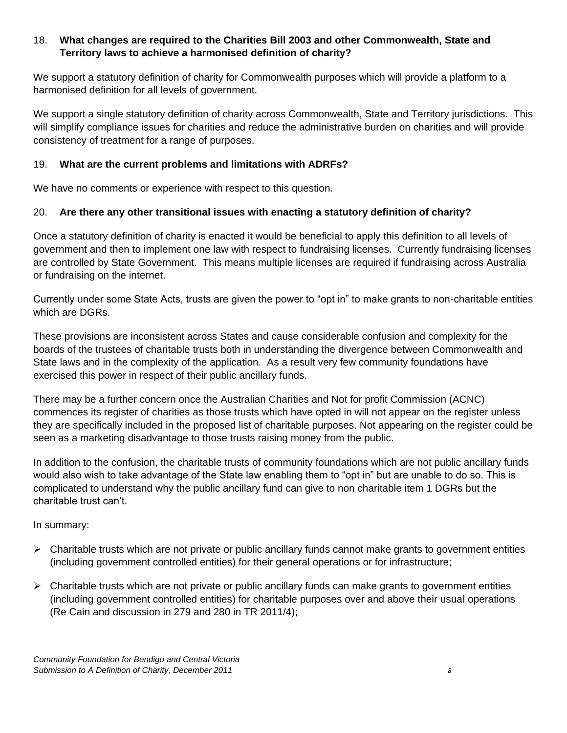18. **What changes are required to the Charities Bill 2003 and other Commonwealth, State and Territory laws to achieve a harmonised definition of charity?**

We support a statutory definition of charity for Commonwealth purposes which will provide a platform to a harmonised definition for all levels of government.

We support a single statutory definition of charity across Commonwealth, State and Territory jurisdictions. This will simplify compliance issues for charities and reduce the administrative burden on charities and will provide consistency of treatment for a range of purposes.

19. **What are the current problems and limitations with ADRFs?**

We have no comments or experience with respect to this question.

20. **Are there any other transitional issues with enacting a statutory definition of charity?**

Once a statutory definition of charity is enacted it would be beneficial to apply this definition to all levels of government and then to implement one law with respect to fundraising licenses. Currently fundraising licenses are controlled by State Government. This means multiple licenses are required if fundraising across Australia or fundraising on the internet.

Currently under some State Acts, trusts are given the power to "opt in" to make grants to non-charitable entities which are DGRs.

These provisions are inconsistent across States and cause considerable confusion and complexity for the boards of the trustees of charitable trusts both in understanding the divergence between Commonwealth and State laws and in the complexity of the application. As a result very few community foundations have exercised this power in respect of their public ancillary funds.

There may be a further concern once the Australian Charities and Not for profit Commission (ACNC) commences its register of charities as those trusts which have opted in will not appear on the register unless they are specifically included in the proposed list of charitable purposes. Not appearing on the register could be seen as a marketing disadvantage to those trusts raising money from the public.

In addition to the confusion, the charitable trusts of community foundations which are not public ancillary funds would also wish to take advantage of the State law enabling them to "opt in" but are unable to do so. This is complicated to understand why the public ancillary fund can give to non charitable item 1 DGRs but the charitable trust can't.

In summary:

- Charitable trusts which are not private or public ancillary funds cannot make grants to government entities (including government controlled entities) for their general operations or for infrastructure;
- Charitable trusts which are not private or public ancillary funds can make grants to government entities (including government controlled entities) for charitable purposes over and above their usual operations (Re Cain and discussion in 279 and 280 in TR 2011/4);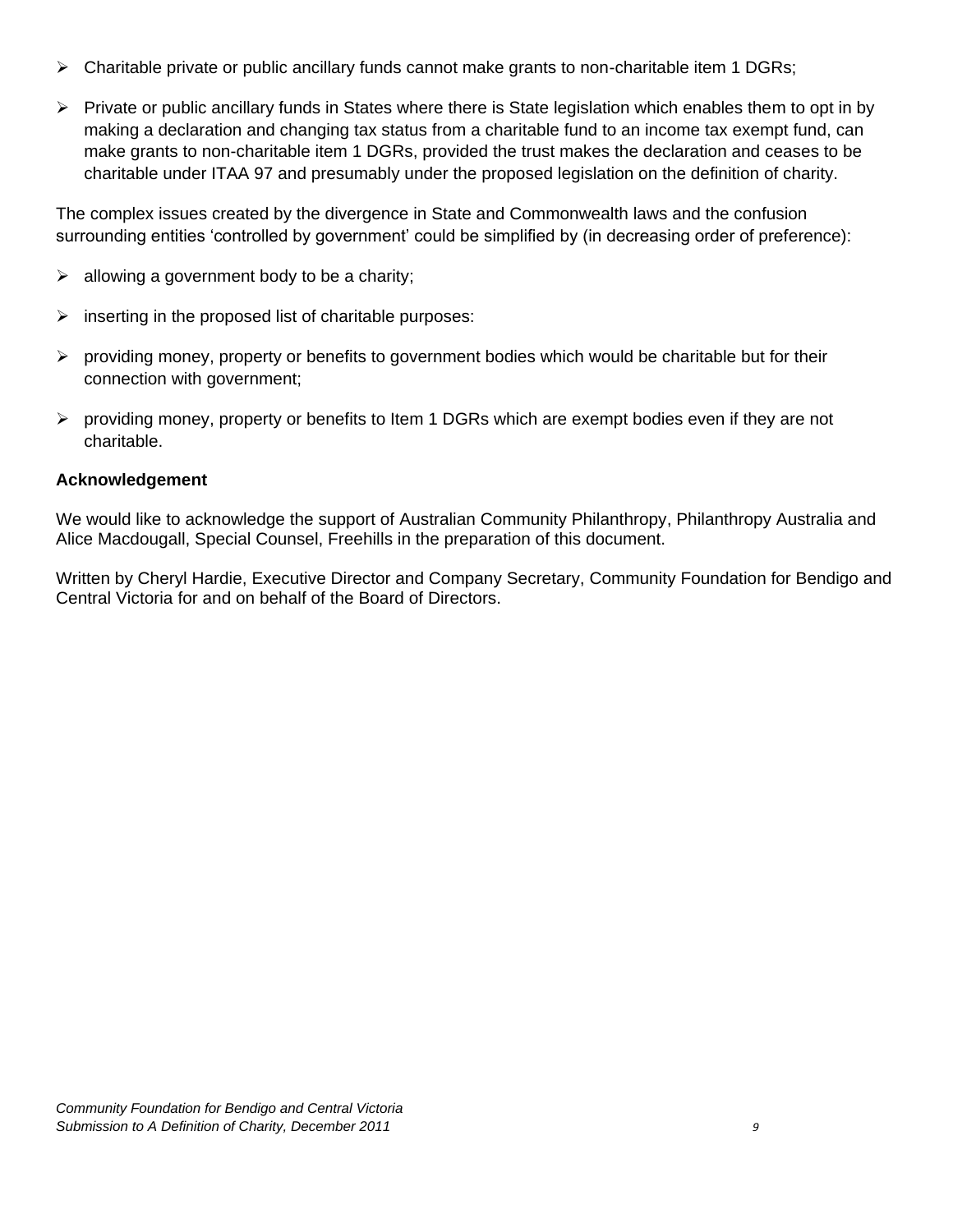- Charitable private or public ancillary funds cannot make grants to non-charitable item 1 DGRs;
- Private or public ancillary funds in States where there is State legislation which enables them to opt in by making a declaration and changing tax status from a charitable fund to an income tax exempt fund, can make grants to non-charitable item 1 DGRs, provided the trust makes the declaration and ceases to be charitable under ITAA 97 and presumably under the proposed legislation on the definition of charity.

The complex issues created by the divergence in State and Commonwealth laws and the confusion surrounding entities 'controlled by government' could be simplified by (in decreasing order of preference):

- allowing a government body to be a charity;
- inserting in the proposed list of charitable purposes:
- providing money, property or benefits to government bodies which would be charitable but for their connection with government;
- providing money, property or benefits to Item 1 DGRs which are exempt bodies even if they are not charitable.

**Acknowledgement**

We would like to acknowledge the support of Australian Community Philanthropy, Philanthropy Australia and Alice Macdougall, Special Counsel, Freehills in the preparation of this document.

Written by Cheryl Hardie, Executive Director and Company Secretary, Community Foundation for Bendigo and Central Victoria for and on behalf of the Board of Directors.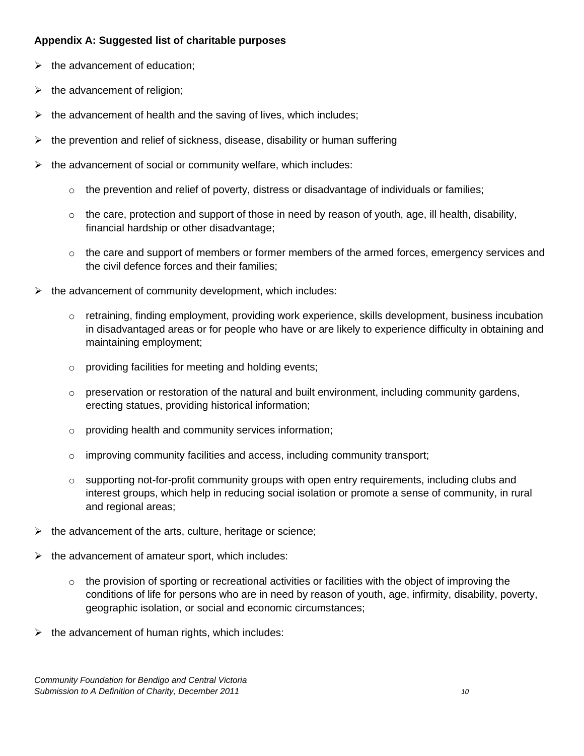**Appendix A: Suggested list of charitable purposes**

- the advancement of education;
- the advancement of religion;
- the advancement of health and the saving of lives, which includes;
- the prevention and relief of sickness, disease, disability or human suffering
- the advancement of social or community welfare, which includes:
  - the prevention and relief of poverty, distress or disadvantage of individuals or families;
  - the care, protection and support of those in need by reason of youth, age, ill health, disability, financial hardship or other disadvantage;
  - the care and support of members or former members of the armed forces, emergency services and the civil defence forces and their families;
- the advancement of community development, which includes:
  - retraining, finding employment, providing work experience, skills development, business incubation in disadvantaged areas or for people who have or are likely to experience difficulty in obtaining and maintaining employment;
  - providing facilities for meeting and holding events;
  - preservation or restoration of the natural and built environment, including community gardens, erecting statues, providing historical information;
  - providing health and community services information;
  - improving community facilities and access, including community transport;
  - supporting not-for-profit community groups with open entry requirements, including clubs and interest groups, which help in reducing social isolation or promote a sense of community, in rural and regional areas;
- the advancement of the arts, culture, heritage or science;
- the advancement of amateur sport, which includes:
  - the provision of sporting or recreational activities or facilities with the object of improving the conditions of life for persons who are in need by reason of youth, age, infirmity, disability, poverty, geographic isolation, or social and economic circumstances;
- the advancement of human rights, which includes: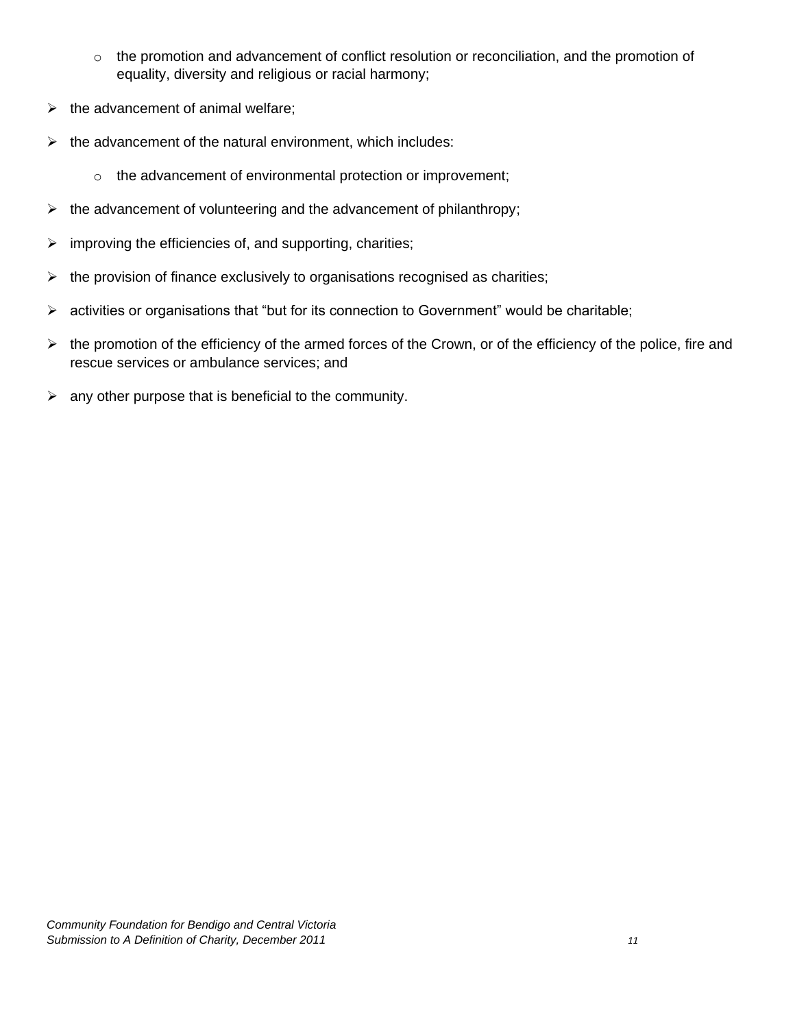- the promotion and advancement of conflict resolution or reconciliation, and the promotion of equality, diversity and religious or racial harmony;

- the advancement of animal welfare;
- the advancement of the natural environment, which includes:
  - the advancement of environmental protection or improvement;
- the advancement of volunteering and the advancement of philanthropy;
- improving the efficiencies of, and supporting, charities;
- the provision of finance exclusively to organisations recognised as charities;
- activities or organisations that "but for its connection to Government" would be charitable;
- the promotion of the efficiency of the armed forces of the Crown, or of the efficiency of the police, fire and rescue services or ambulance services; and
- any other purpose that is beneficial to the community.